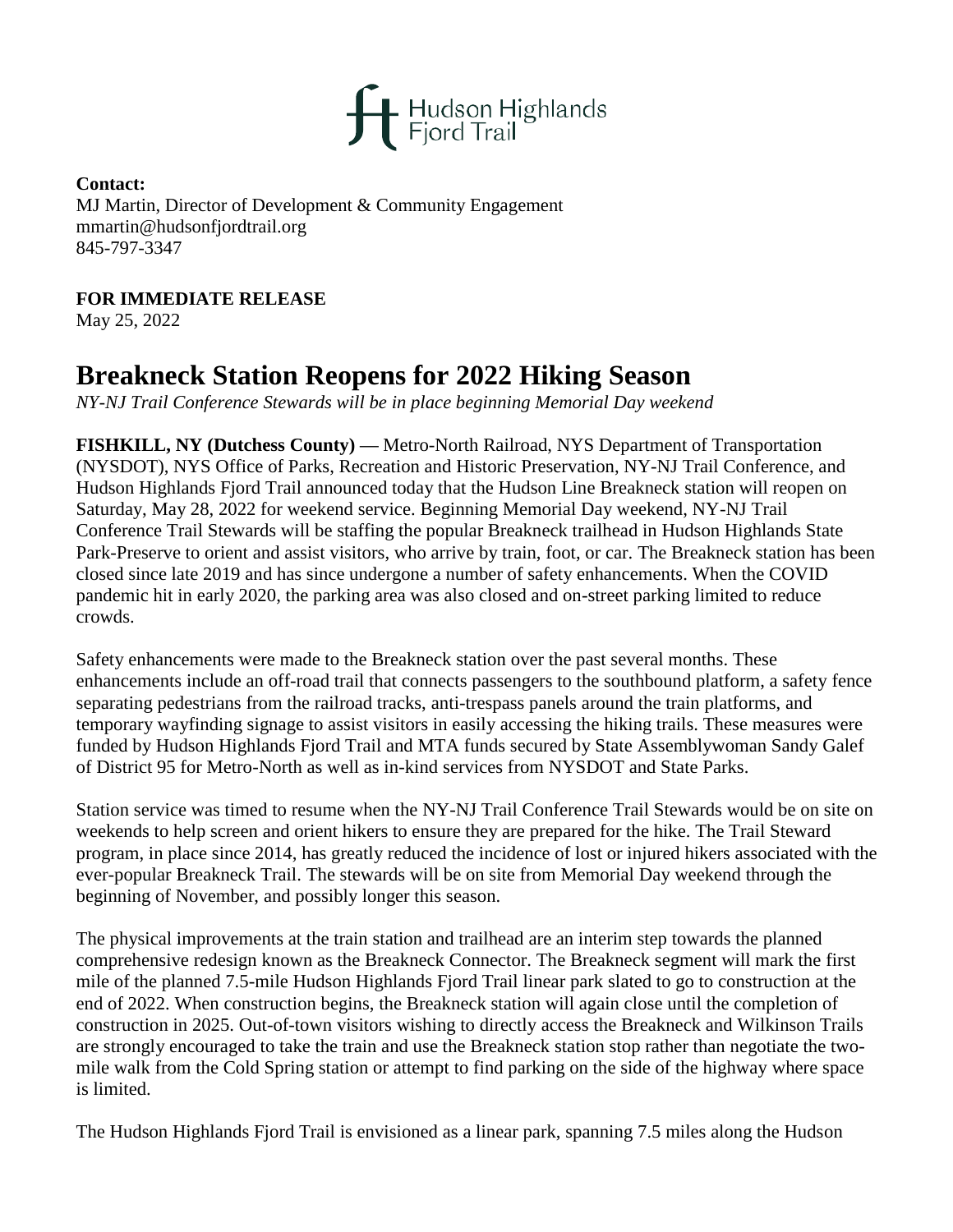Hudson Highlands Fjord Trail

**Contact:**
MJ Martin, Director of Development & Community Engagement
mmartin@hudsonfjordtrail.org
845-797-3347

**FOR IMMEDIATE RELEASE**
May 25, 2022

# Breakneck Station Reopens for 2022 Hiking Season

*NY-NJ Trail Conference Stewards will be in place beginning Memorial Day weekend*

**FISHKILL, NY (Dutchess County) —** Metro-North Railroad, NYS Department of Transportation (NYSDOT), NYS Office of Parks, Recreation and Historic Preservation, NY-NJ Trail Conference, and Hudson Highlands Fjord Trail announced today that the Hudson Line Breakneck station will reopen on Saturday, May 28, 2022 for weekend service. Beginning Memorial Day weekend, NY-NJ Trail Conference Trail Stewards will be staffing the popular Breakneck trailhead in Hudson Highlands State Park-Preserve to orient and assist visitors, who arrive by train, foot, or car. The Breakneck station has been closed since late 2019 and has since undergone a number of safety enhancements. When the COVID pandemic hit in early 2020, the parking area was also closed and on-street parking limited to reduce crowds.

Safety enhancements were made to the Breakneck station over the past several months. These enhancements include an off-road trail that connects passengers to the southbound platform, a safety fence separating pedestrians from the railroad tracks, anti-trespass panels around the train platforms, and temporary wayfinding signage to assist visitors in easily accessing the hiking trails. These measures were funded by Hudson Highlands Fjord Trail and MTA funds secured by State Assemblywoman Sandy Galef of District 95 for Metro-North as well as in-kind services from NYSDOT and State Parks.

Station service was timed to resume when the NY-NJ Trail Conference Trail Stewards would be on site on weekends to help screen and orient hikers to ensure they are prepared for the hike. The Trail Steward program, in place since 2014, has greatly reduced the incidence of lost or injured hikers associated with the ever-popular Breakneck Trail. The stewards will be on site from Memorial Day weekend through the beginning of November, and possibly longer this season.

The physical improvements at the train station and trailhead are an interim step towards the planned comprehensive redesign known as the Breakneck Connector. The Breakneck segment will mark the first mile of the planned 7.5-mile Hudson Highlands Fjord Trail linear park slated to go to construction at the end of 2022. When construction begins, the Breakneck station will again close until the completion of construction in 2025. Out-of-town visitors wishing to directly access the Breakneck and Wilkinson Trails are strongly encouraged to take the train and use the Breakneck station stop rather than negotiate the two-mile walk from the Cold Spring station or attempt to find parking on the side of the highway where space is limited.

The Hudson Highlands Fjord Trail is envisioned as a linear park, spanning 7.5 miles along the Hudson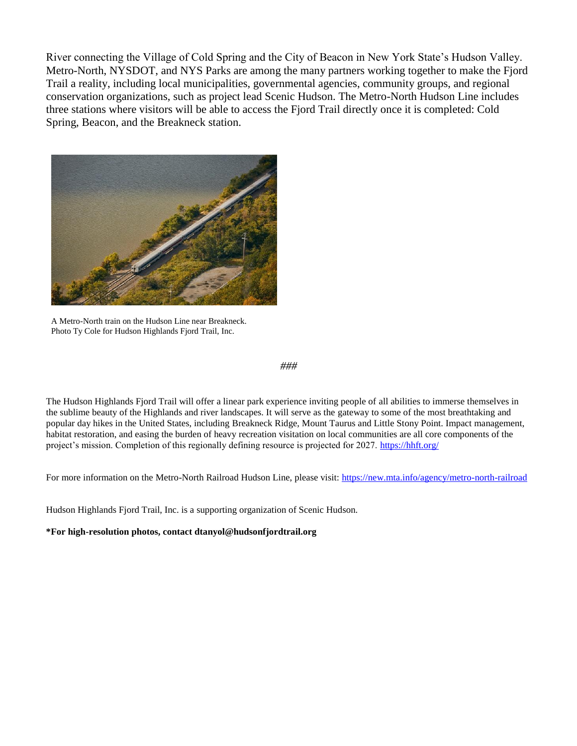River connecting the Village of Cold Spring and the City of Beacon in New York State's Hudson Valley. Metro-North, NYSDOT, and NYS Parks are among the many partners working together to make the Fjord Trail a reality, including local municipalities, governmental agencies, community groups, and regional conservation organizations, such as project lead Scenic Hudson. The Metro-North Hudson Line includes three stations where visitors will be able to access the Fjord Trail directly once it is completed: Cold Spring, Beacon, and the Breakneck station.

A Metro-North train on the Hudson Line near Breakneck.
Photo Ty Cole for Hudson Highlands Fjord Trail, Inc.

###

The Hudson Highlands Fjord Trail will offer a linear park experience inviting people of all abilities to immerse themselves in the sublime beauty of the Highlands and river landscapes. It will serve as the gateway to some of the most breathtaking and popular day hikes in the United States, including Breakneck Ridge, Mount Taurus and Little Stony Point. Impact management, habitat restoration, and easing the burden of heavy recreation visitation on local communities are all core components of the project's mission. Completion of this regionally defining resource is projected for 2027. https://hhft.org/

For more information on the Metro-North Railroad Hudson Line, please visit: https://new.mta.info/agency/metro-north-railroad

Hudson Highlands Fjord Trail, Inc. is a supporting organization of Scenic Hudson.

**\*For high-resolution photos, contact dtanyol@hudsonfjordtrail.org**